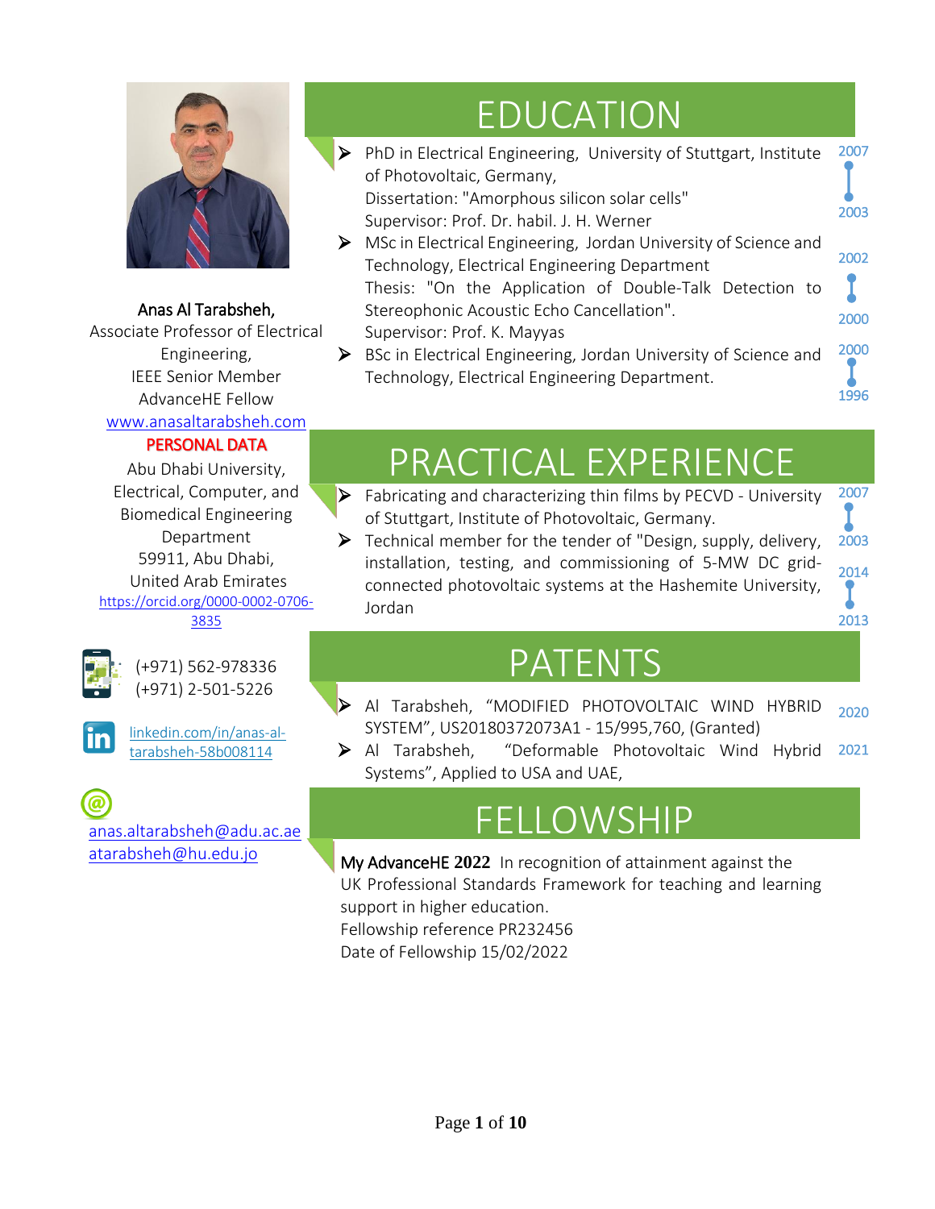**Anas Al Tarabsheh,**
Associate Professor of Electrical Engineering,
IEEE Senior Member
AdvanceHE Fellow
www.anasaltarabsheh.com

**PERSONAL DATA**

Abu Dhabi University,
Electrical, Computer, and Biomedical Engineering Department
59911, Abu Dhabi,
United Arab Emirates
https://orcid.org/0000-0002-0706-3835

(+971) 562-978336
(+971) 2-501-5226

linkedin.com/in/anas-al-tarabsheh-58b008114

anas.altarabsheh@adu.ac.ae
atarabsheh@hu.edu.jo

# EDUCATION

- PhD in Electrical Engineering, University of Stuttgart, Institute of Photovoltaic, Germany,
  Dissertation: "Amorphous silicon solar cells"
  Supervisor: Prof. Dr. habil. J. H. Werner — 2007–2003
- MSc in Electrical Engineering, Jordan University of Science and Technology, Electrical Engineering Department
  Thesis: "On the Application of Double-Talk Detection to Stereophonic Acoustic Echo Cancellation".
  Supervisor: Prof. K. Mayyas — 2002–2000
- BSc in Electrical Engineering, Jordan University of Science and Technology, Electrical Engineering Department. — 2000–1996

# PRACTICAL EXPERIENCE

- Fabricating and characterizing thin films by PECVD - University of Stuttgart, Institute of Photovoltaic, Germany. — 2007–2003
- Technical member for the tender of "Design, supply, delivery, installation, testing, and commissioning of 5-MW DC grid-connected photovoltaic systems at the Hashemite University, Jordan — 2014–2013

# PATENTS

- Al Tarabsheh, "MODIFIED PHOTOVOLTAIC WIND HYBRID SYSTEM", US20180372073A1 - 15/995,760, (Granted) — 2020
- Al Tarabsheh, "Deformable Photovoltaic Wind Hybrid Systems", Applied to USA and UAE, — 2021

# FELLOWSHIP

My AdvanceHE **2022** In recognition of attainment against the UK Professional Standards Framework for teaching and learning support in higher education.
Fellowship reference PR232456
Date of Fellowship 15/02/2022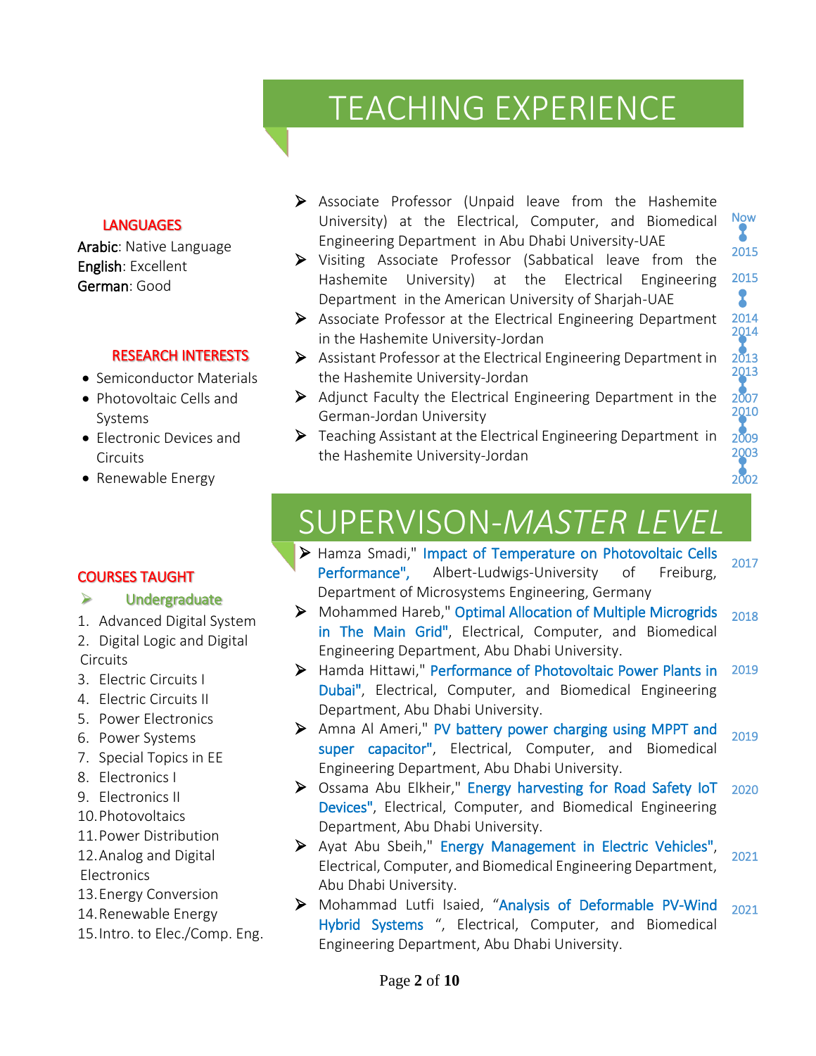# TEACHING EXPERIENCE

- Associate Professor (Unpaid leave from the Hashemite University) at the Electrical, Computer, and Biomedical Engineering Department in Abu Dhabi University-UAE — Now – 2015
- Visiting Associate Professor (Sabbatical leave from the Hashemite University) at the Electrical Engineering Department in the American University of Sharjah-UAE — 2015 – 2014
- Associate Professor at the Electrical Engineering Department in the Hashemite University-Jordan — 2014 – 2013
- Assistant Professor at the Electrical Engineering Department in the Hashemite University-Jordan — 2013 – 2007
- Adjunct Faculty the Electrical Engineering Department in the German-Jordan University — 2010 – 2009
- Teaching Assistant at the Electrical Engineering Department in the Hashemite University-Jordan — 2003 – 2002

## LANGUAGES

**Arabic**: Native Language
**English**: Excellent
**German**: Good

## RESEARCH INTERESTS

- Semiconductor Materials
- Photovoltaic Cells and Systems
- Electronic Devices and Circuits
- Renewable Energy

# SUPERVISON-*MASTER LEVEL*

- Hamza Smadi," Impact of Temperature on Photovoltaic Cells Performance", Albert-Ludwigs-University of Freiburg, Department of Microsystems Engineering, Germany — 2017
- Mohammed Hareb," Optimal Allocation of Multiple Microgrids in The Main Grid", Electrical, Computer, and Biomedical Engineering Department, Abu Dhabi University. — 2018
- Hamda Hittawi," Performance of Photovoltaic Power Plants in Dubai", Electrical, Computer, and Biomedical Engineering Department, Abu Dhabi University. — 2019
- Amna Al Ameri," PV battery power charging using MPPT and super capacitor", Electrical, Computer, and Biomedical Engineering Department, Abu Dhabi University. — 2019
- Ossama Abu Elkheir," Energy harvesting for Road Safety IoT Devices", Electrical, Computer, and Biomedical Engineering Department, Abu Dhabi University. — 2020
- Ayat Abu Sbeih," Energy Management in Electric Vehicles", Electrical, Computer, and Biomedical Engineering Department, Abu Dhabi University. — 2021
- Mohammad Lutfi Isaied, "Analysis of Deformable PV-Wind Hybrid Systems ", Electrical, Computer, and Biomedical Engineering Department, Abu Dhabi University. — 2021

## COURSES TAUGHT

### Undergraduate

1. Advanced Digital System
2. Digital Logic and Digital Circuits
3. Electric Circuits I
4. Electric Circuits II
5. Power Electronics
6. Power Systems
7. Special Topics in EE
8. Electronics I
9. Electronics II
10. Photovoltaics
11. Power Distribution
12. Analog and Digital Electronics
13. Energy Conversion
14. Renewable Energy
15. Intro. to Elec./Comp. Eng.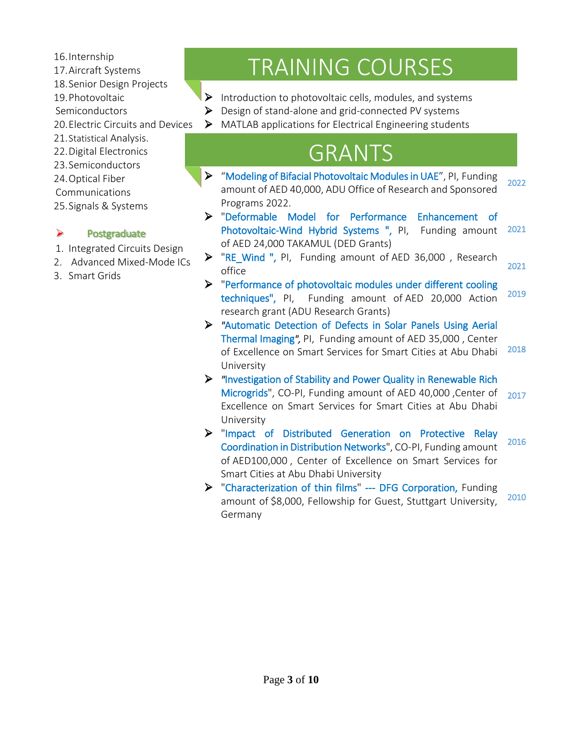16. Internship
17. Aircraft Systems
18. Senior Design Projects
19. Photovoltaic Semiconductors
20. Electric Circuits and Devices
21. Statistical Analysis.
22. Digital Electronics
23. Semiconductors
24. Optical Fiber Communications
25. Signals & Systems

- **Postgraduate**

1. Integrated Circuits Design
2. Advanced Mixed-Mode ICs
3. Smart Grids

# TRAINING COURSES

- Introduction to photovoltaic cells, modules, and systems
- Design of stand-alone and grid-connected PV systems
- MATLAB applications for Electrical Engineering students

# GRANTS

- "Modeling of Bifacial Photovoltaic Modules in UAE", PI, Funding amount of AED 40,000, ADU Office of Research and Sponsored Programs 2022. — 2022
- "Deformable Model for Performance Enhancement of Photovoltaic-Wind Hybrid Systems ", PI, Funding amount of AED 24,000 TAKAMUL (DED Grants) — 2021
- "RE_Wind ", PI, Funding amount of AED 36,000 , Research office — 2021
- "Performance of photovoltaic modules under different cooling techniques", PI, Funding amount of AED 20,000 Action research grant (ADU Research Grants) — 2019
- "Automatic Detection of Defects in Solar Panels Using Aerial Thermal Imaging", PI, Funding amount of AED 35,000 , Center of Excellence on Smart Services for Smart Cities at Abu Dhabi University — 2018
- "Investigation of Stability and Power Quality in Renewable Rich Microgrids", CO-PI, Funding amount of AED 40,000 ,Center of Excellence on Smart Services for Smart Cities at Abu Dhabi University — 2017
- "Impact of Distributed Generation on Protective Relay Coordination in Distribution Networks", CO-PI, Funding amount of AED100,000 , Center of Excellence on Smart Services for Smart Cities at Abu Dhabi University — 2016
- "Characterization of thin films" --- DFG Corporation, Funding amount of $8,000, Fellowship for Guest, Stuttgart University, Germany — 2010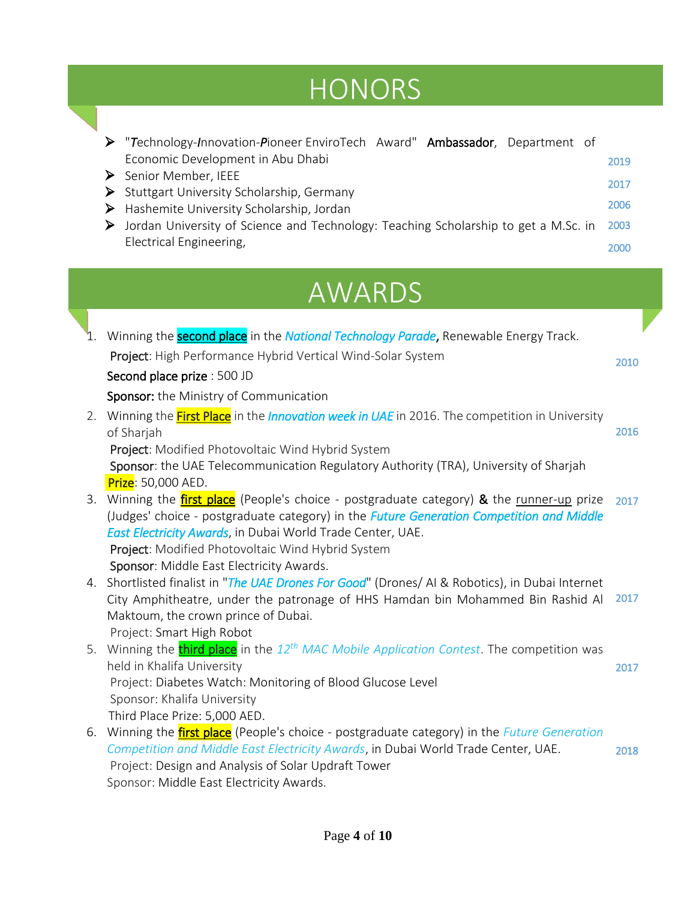# HONORS

- "*T*echnology-*I*nnovation-*P*ioneer EnviroTech Award" Ambassador, Department of Economic Development in Abu Dhabi — 2019
- Senior Member, IEEE — 2017
- Stuttgart University Scholarship, Germany — 2006
- Hashemite University Scholarship, Jordan — 2003
- Jordan University of Science and Technology: Teaching Scholarship to get a M.Sc. in Electrical Engineering, — 2000

# AWARDS

1. Winning the second place in the *National Technology Parade*, Renewable Energy Track. — 2010
   **Project**: High Performance Hybrid Vertical Wind-Solar System
   **Second place prize** : 500 JD
   **Sponsor:** the Ministry of Communication
2. Winning the First Place in the *Innovation week in UAE* in 2016. The competition in University of Sharjah — 2016
   **Project**: Modified Photovoltaic Wind Hybrid System
   **Sponsor**: the UAE Telecommunication Regulatory Authority (TRA), University of Sharjah
   **Prize**: 50,000 AED.
3. Winning the first place (People's choice - postgraduate category) & the runner-up prize (Judges' choice - postgraduate category) in the *Future Generation Competition and Middle East Electricity Awards*, in Dubai World Trade Center, UAE. — 2017
   **Project**: Modified Photovoltaic Wind Hybrid System
   **Sponsor**: Middle East Electricity Awards.
4. Shortlisted finalist in "*The UAE Drones For Good*" (Drones/ AI & Robotics), in Dubai Internet City Amphitheatre, under the patronage of HHS Hamdan bin Mohammed Bin Rashid Al Maktoum, the crown prince of Dubai. — 2017
   Project: Smart High Robot
5. Winning the third place in the *12th MAC Mobile Application Contest*. The competition was held in Khalifa University — 2017
   Project: Diabetes Watch: Monitoring of Blood Glucose Level
   Sponsor: Khalifa University
   Third Place Prize: 5,000 AED.
6. Winning the first place (People's choice - postgraduate category) in the *Future Generation Competition and Middle East Electricity Awards*, in Dubai World Trade Center, UAE. — 2018
   Project: Design and Analysis of Solar Updraft Tower
   Sponsor: Middle East Electricity Awards.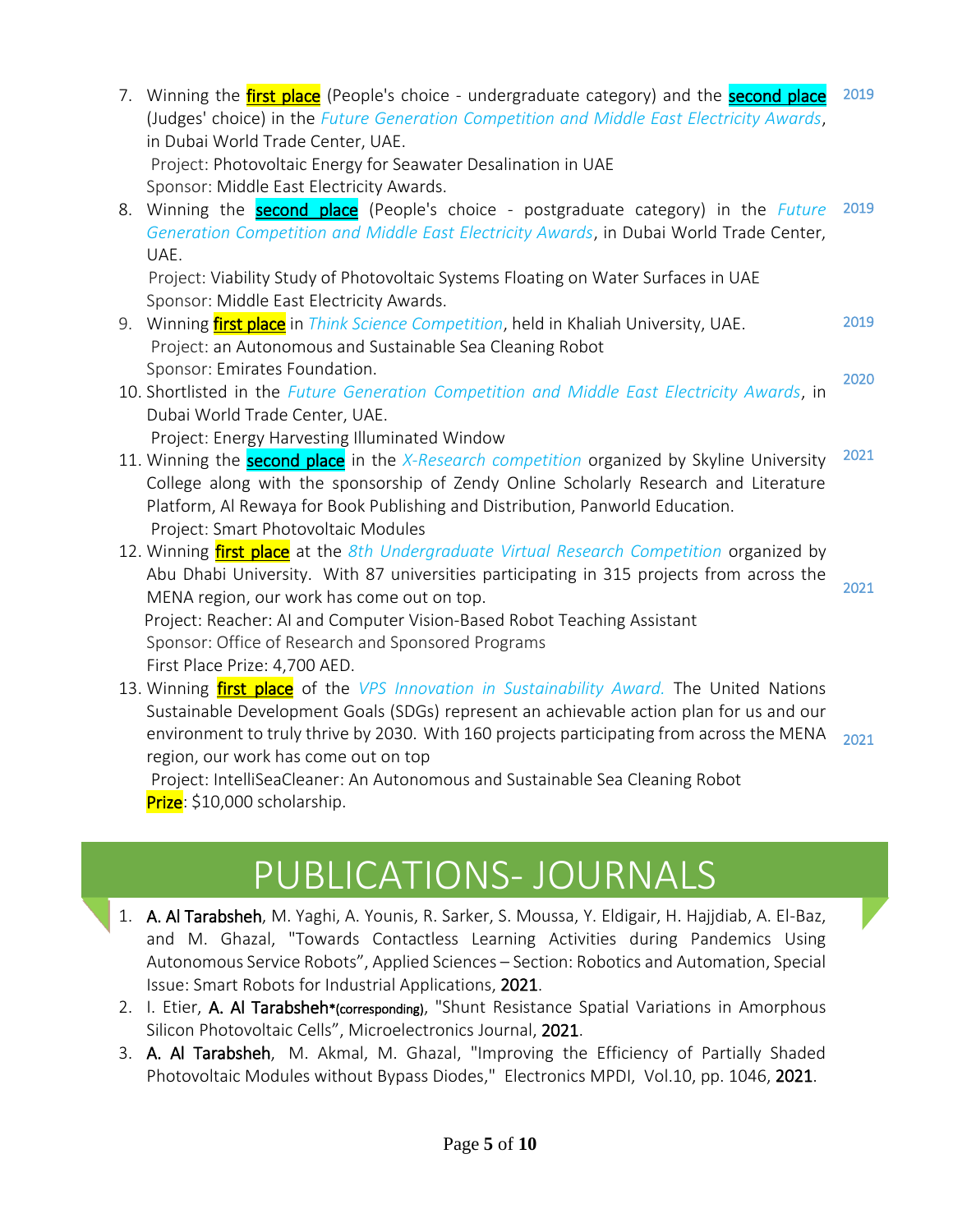7. Winning the **first place** (People's choice - undergraduate category) and the **second place** (Judges' choice) in the *Future Generation Competition and Middle East Electricity Awards*, in Dubai World Trade Center, UAE. — 2019
   Project: Photovoltaic Energy for Seawater Desalination in UAE
   Sponsor: Middle East Electricity Awards.
8. Winning the **second place** (People's choice - postgraduate category) in the *Future Generation Competition and Middle East Electricity Awards*, in Dubai World Trade Center, UAE. — 2019
   Project: Viability Study of Photovoltaic Systems Floating on Water Surfaces in UAE
   Sponsor: Middle East Electricity Awards.
9. Winning **first place** in *Think Science Competition*, held in Khaliah University, UAE. — 2019
   Project: an Autonomous and Sustainable Sea Cleaning Robot
   Sponsor: Emirates Foundation.
10. Shortlisted in the *Future Generation Competition and Middle East Electricity Awards*, in Dubai World Trade Center, UAE. — 2020
    Project: Energy Harvesting Illuminated Window
11. Winning the **second place** in the *X-Research competition* organized by Skyline University College along with the sponsorship of Zendy Online Scholarly Research and Literature Platform, Al Rewaya for Book Publishing and Distribution, Panworld Education. — 2021
    Project: Smart Photovoltaic Modules
12. Winning **first place** at the *8th Undergraduate Virtual Research Competition* organized by Abu Dhabi University. With 87 universities participating in 315 projects from across the MENA region, our work has come out on top. — 2021
    Project: Reacher: AI and Computer Vision-Based Robot Teaching Assistant
    Sponsor: Office of Research and Sponsored Programs
    First Place Prize: 4,700 AED.
13. Winning **first place** of the *VPS Innovation in Sustainability Award.* The United Nations Sustainable Development Goals (SDGs) represent an achievable action plan for us and our environment to truly thrive by 2030. With 160 projects participating from across the MENA region, our work has come out on top — 2021
    Project: IntelliSeaCleaner: An Autonomous and Sustainable Sea Cleaning Robot
    **Prize**: $10,000 scholarship.

# PUBLICATIONS- JOURNALS

1. **A. Al Tarabsheh**, M. Yaghi, A. Younis, R. Sarker, S. Moussa, Y. Eldigair, H. Hajjdiab, A. El-Baz, and M. Ghazal, "Towards Contactless Learning Activities during Pandemics Using Autonomous Service Robots", Applied Sciences – Section: Robotics and Automation, Special Issue: Smart Robots for Industrial Applications, **2021**.
2. I. Etier, **A. Al Tarabsheh*(corresponding)**, "Shunt Resistance Spatial Variations in Amorphous Silicon Photovoltaic Cells", Microelectronics Journal, **2021**.
3. **A. Al Tarabsheh**, M. Akmal, M. Ghazal, "Improving the Efficiency of Partially Shaded Photovoltaic Modules without Bypass Diodes," Electronics MPDI, Vol.10, pp. 1046, **2021**.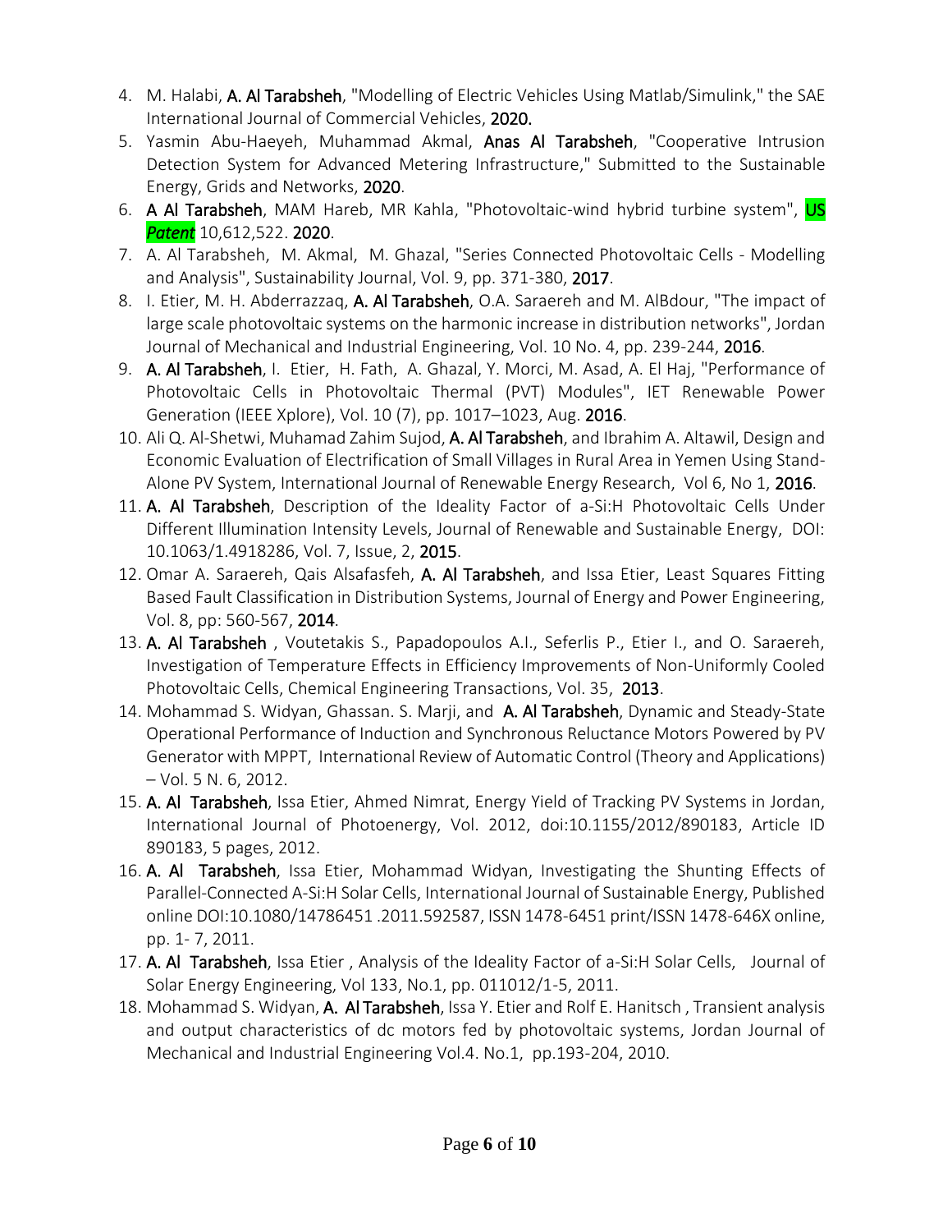4. M. Halabi, **A. Al Tarabsheh**, "Modelling of Electric Vehicles Using Matlab/Simulink," the SAE International Journal of Commercial Vehicles, **2020.**
5. Yasmin Abu-Haeyeh, Muhammad Akmal, **Anas Al Tarabsheh**, "Cooperative Intrusion Detection System for Advanced Metering Infrastructure," Submitted to the Sustainable Energy, Grids and Networks, **2020**.
6. **A Al Tarabsheh**, MAM Hareb, MR Kahla, "Photovoltaic-wind hybrid turbine system", US ***Patent*** 10,612,522. **2020**.
7. A. Al Tarabsheh, M. Akmal, M. Ghazal, "Series Connected Photovoltaic Cells - Modelling and Analysis", Sustainability Journal, Vol. 9, pp. 371-380, **2017**.
8. I. Etier, M. H. Abderrazzaq, **A. Al Tarabsheh**, O.A. Saraereh and M. AlBdour, "The impact of large scale photovoltaic systems on the harmonic increase in distribution networks", Jordan Journal of Mechanical and Industrial Engineering, Vol. 10 No. 4, pp. 239-244, **2016**.
9. **A. Al Tarabsheh**, I. Etier, H. Fath, A. Ghazal, Y. Morci, M. Asad, A. El Haj, "Performance of Photovoltaic Cells in Photovoltaic Thermal (PVT) Modules", IET Renewable Power Generation (IEEE Xplore), Vol. 10 (7), pp. 1017–1023, Aug. **2016**.
10. Ali Q. Al-Shetwi, Muhamad Zahim Sujod, **A. Al Tarabsheh**, and Ibrahim A. Altawil, Design and Economic Evaluation of Electrification of Small Villages in Rural Area in Yemen Using Stand-Alone PV System, International Journal of Renewable Energy Research, Vol 6, No 1, **2016**.
11. **A. Al Tarabsheh**, Description of the Ideality Factor of a-Si:H Photovoltaic Cells Under Different Illumination Intensity Levels, Journal of Renewable and Sustainable Energy, DOI: 10.1063/1.4918286, Vol. 7, Issue, 2, **2015**.
12. Omar A. Saraereh, Qais Alsafasfeh, **A. Al Tarabsheh**, and Issa Etier, Least Squares Fitting Based Fault Classification in Distribution Systems, Journal of Energy and Power Engineering, Vol. 8, pp: 560-567, **2014**.
13. **A. Al Tarabsheh** , Voutetakis S., Papadopoulos A.I., Seferlis P., Etier I., and O. Saraereh, Investigation of Temperature Effects in Efficiency Improvements of Non-Uniformly Cooled Photovoltaic Cells, Chemical Engineering Transactions, Vol. 35, **2013**.
14. Mohammad S. Widyan, Ghassan. S. Marji, and **A. Al Tarabsheh**, Dynamic and Steady-State Operational Performance of Induction and Synchronous Reluctance Motors Powered by PV Generator with MPPT, International Review of Automatic Control (Theory and Applications) – Vol. 5 N. 6, 2012.
15. **A. Al Tarabsheh**, Issa Etier, Ahmed Nimrat, Energy Yield of Tracking PV Systems in Jordan, International Journal of Photoenergy, Vol. 2012, doi:10.1155/2012/890183, Article ID 890183, 5 pages, 2012.
16. **A. Al Tarabsheh**, Issa Etier, Mohammad Widyan, Investigating the Shunting Effects of Parallel-Connected A-Si:H Solar Cells, International Journal of Sustainable Energy, Published online DOI:10.1080/14786451 .2011.592587, ISSN 1478-6451 print/ISSN 1478-646X online, pp. 1- 7, 2011.
17. **A. Al Tarabsheh**, Issa Etier , Analysis of the Ideality Factor of a-Si:H Solar Cells, Journal of Solar Energy Engineering, Vol 133, No.1, pp. 011012/1-5, 2011.
18. Mohammad S. Widyan, **A. Al Tarabsheh**, Issa Y. Etier and Rolf E. Hanitsch , Transient analysis and output characteristics of dc motors fed by photovoltaic systems, Jordan Journal of Mechanical and Industrial Engineering Vol.4. No.1, pp.193-204, 2010.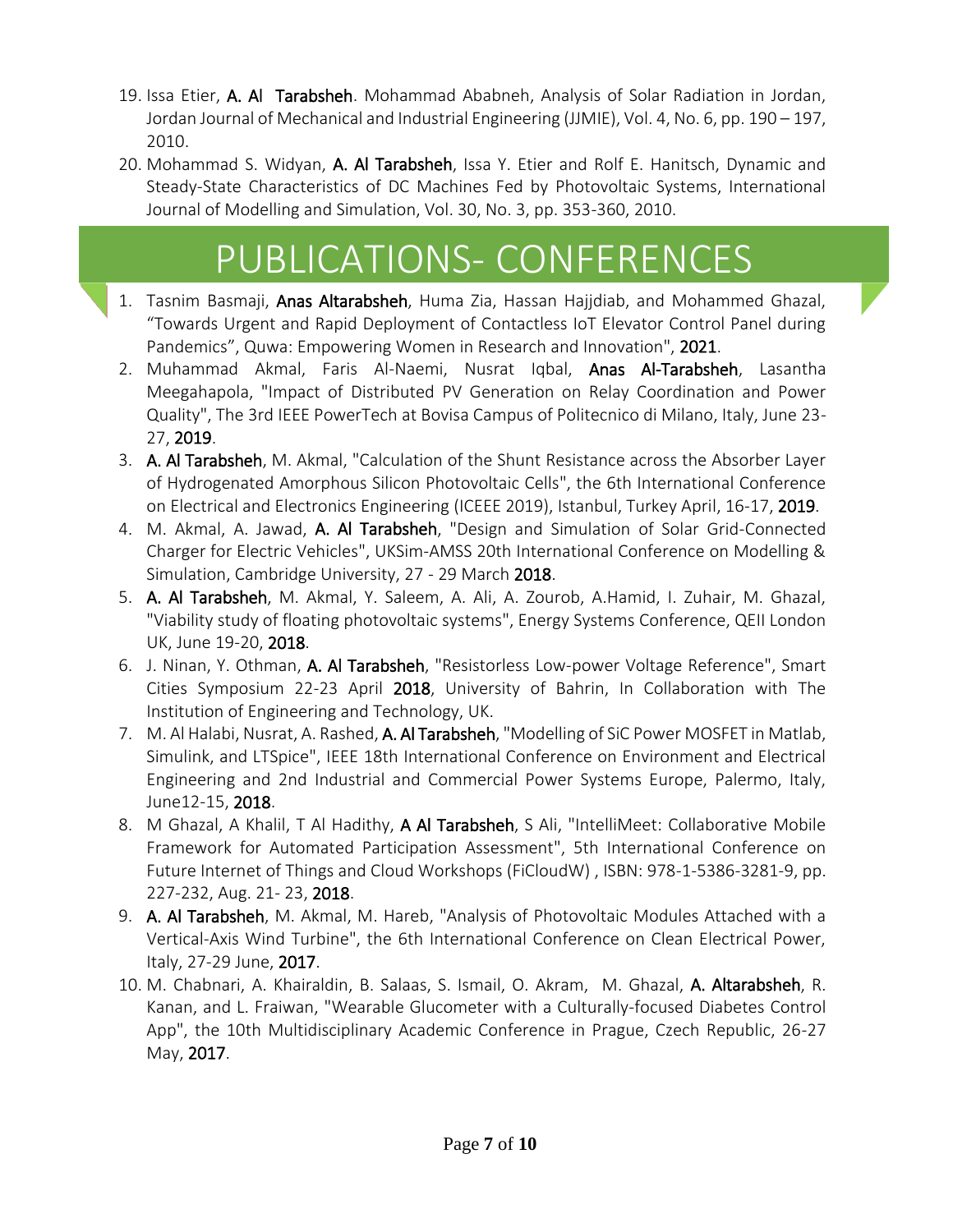19. Issa Etier, **A. Al Tarabsheh**. Mohammad Ababneh, Analysis of Solar Radiation in Jordan, Jordan Journal of Mechanical and Industrial Engineering (JJMIE), Vol. 4, No. 6, pp. 190 – 197, 2010.
20. Mohammad S. Widyan, **A. Al Tarabsheh**, Issa Y. Etier and Rolf E. Hanitsch, Dynamic and Steady-State Characteristics of DC Machines Fed by Photovoltaic Systems, International Journal of Modelling and Simulation, Vol. 30, No. 3, pp. 353-360, 2010.

# PUBLICATIONS- CONFERENCES

1. Tasnim Basmaji, **Anas Altarabsheh**, Huma Zia, Hassan Hajjdiab, and Mohammed Ghazal, "Towards Urgent and Rapid Deployment of Contactless IoT Elevator Control Panel during Pandemics", Quwa: Empowering Women in Research and Innovation", **2021**.
2. Muhammad Akmal, Faris Al-Naemi, Nusrat Iqbal, **Anas Al-Tarabsheh**, Lasantha Meegahapola, "Impact of Distributed PV Generation on Relay Coordination and Power Quality", The 3rd IEEE PowerTech at Bovisa Campus of Politecnico di Milano, Italy, June 23-27, **2019**.
3. **A. Al Tarabsheh**, M. Akmal, "Calculation of the Shunt Resistance across the Absorber Layer of Hydrogenated Amorphous Silicon Photovoltaic Cells", the 6th International Conference on Electrical and Electronics Engineering (ICEEE 2019), Istanbul, Turkey April, 16-17, **2019**.
4. M. Akmal, A. Jawad, **A. Al Tarabsheh**, "Design and Simulation of Solar Grid-Connected Charger for Electric Vehicles", UKSim-AMSS 20th International Conference on Modelling & Simulation, Cambridge University, 27 - 29 March **2018**.
5. **A. Al Tarabsheh**, M. Akmal, Y. Saleem, A. Ali, A. Zourob, A.Hamid, I. Zuhair, M. Ghazal, "Viability study of floating photovoltaic systems", Energy Systems Conference, QEII London UK, June 19-20, **2018**.
6. J. Ninan, Y. Othman, **A. Al Tarabsheh**, "Resistorless Low-power Voltage Reference", Smart Cities Symposium 22-23 April **2018**, University of Bahrin, In Collaboration with The Institution of Engineering and Technology, UK.
7. M. Al Halabi, Nusrat, A. Rashed, **A. Al Tarabsheh**, "Modelling of SiC Power MOSFET in Matlab, Simulink, and LTSpice", IEEE 18th International Conference on Environment and Electrical Engineering and 2nd Industrial and Commercial Power Systems Europe, Palermo, Italy, June12-15, **2018**.
8. M Ghazal, A Khalil, T Al Hadithy, **A Al Tarabsheh**, S Ali, "IntelliMeet: Collaborative Mobile Framework for Automated Participation Assessment", 5th International Conference on Future Internet of Things and Cloud Workshops (FiCloudW) , ISBN: 978-1-5386-3281-9, pp. 227-232, Aug. 21- 23, **2018**.
9. **A. Al Tarabsheh**, M. Akmal, M. Hareb, "Analysis of Photovoltaic Modules Attached with a Vertical-Axis Wind Turbine", the 6th International Conference on Clean Electrical Power, Italy, 27-29 June, **2017**.
10. M. Chabnari, A. Khairaldin, B. Salaas, S. Ismail, O. Akram, M. Ghazal, **A. Altarabsheh**, R. Kanan, and L. Fraiwan, "Wearable Glucometer with a Culturally-focused Diabetes Control App", the 10th Multidisciplinary Academic Conference in Prague, Czech Republic, 26-27 May, **2017**.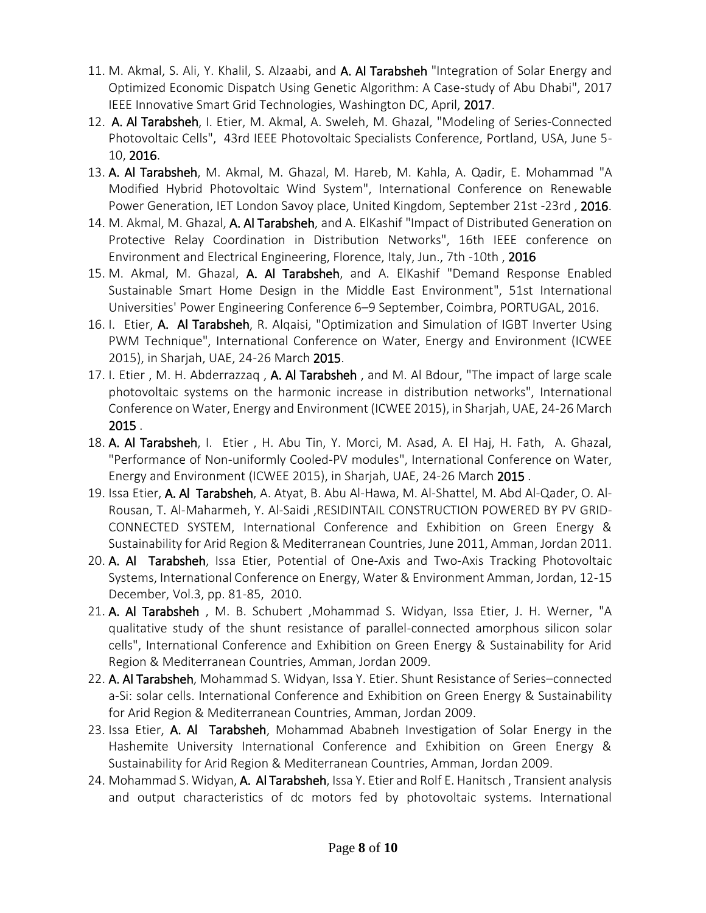11. M. Akmal, S. Ali, Y. Khalil, S. Alzaabi, and **A. Al Tarabsheh** "Integration of Solar Energy and Optimized Economic Dispatch Using Genetic Algorithm: A Case-study of Abu Dhabi", 2017 IEEE Innovative Smart Grid Technologies, Washington DC, April, **2017**.
12. **A. Al Tarabsheh**, I. Etier, M. Akmal, A. Sweleh, M. Ghazal, "Modeling of Series-Connected Photovoltaic Cells", 43rd IEEE Photovoltaic Specialists Conference, Portland, USA, June 5-10, **2016**.
13. **A. Al Tarabsheh**, M. Akmal, M. Ghazal, M. Hareb, M. Kahla, A. Qadir, E. Mohammad "A Modified Hybrid Photovoltaic Wind System", International Conference on Renewable Power Generation, IET London Savoy place, United Kingdom, September 21st -23rd , **2016**.
14. M. Akmal, M. Ghazal, **A. Al Tarabsheh**, and A. ElKashif "Impact of Distributed Generation on Protective Relay Coordination in Distribution Networks", 16th IEEE conference on Environment and Electrical Engineering, Florence, Italy, Jun., 7th -10th , **2016**
15. M. Akmal, M. Ghazal, **A. Al Tarabsheh**, and A. ElKashif "Demand Response Enabled Sustainable Smart Home Design in the Middle East Environment", 51st International Universities' Power Engineering Conference 6–9 September, Coimbra, PORTUGAL, 2016.
16. I. Etier, **A. Al Tarabsheh**, R. Alqaisi, "Optimization and Simulation of IGBT Inverter Using PWM Technique", International Conference on Water, Energy and Environment (ICWEE 2015), in Sharjah, UAE, 24-26 March **2015**.
17. I. Etier , M. H. Abderrazzaq , **A. Al Tarabsheh** , and M. Al Bdour, "The impact of large scale photovoltaic systems on the harmonic increase in distribution networks", International Conference on Water, Energy and Environment (ICWEE 2015), in Sharjah, UAE, 24-26 March **2015** .
18. **A. Al Tarabsheh**, I. Etier , H. Abu Tin, Y. Morci, M. Asad, A. El Haj, H. Fath, A. Ghazal, "Performance of Non-uniformly Cooled-PV modules", International Conference on Water, Energy and Environment (ICWEE 2015), in Sharjah, UAE, 24-26 March **2015** .
19. Issa Etier, **A. Al Tarabsheh**, A. Atyat, B. Abu Al-Hawa, M. Al-Shattel, M. Abd Al-Qader, O. Al-Rousan, T. Al-Maharmeh, Y. Al-Saidi ,RESIDINTAIL CONSTRUCTION POWERED BY PV GRID-CONNECTED SYSTEM, International Conference and Exhibition on Green Energy & Sustainability for Arid Region & Mediterranean Countries, June 2011, Amman, Jordan 2011.
20. **A. Al Tarabsheh**, Issa Etier, Potential of One-Axis and Two-Axis Tracking Photovoltaic Systems, International Conference on Energy, Water & Environment Amman, Jordan, 12-15 December, Vol.3, pp. 81-85, 2010.
21. **A. Al Tarabsheh** , M. B. Schubert ,Mohammad S. Widyan, Issa Etier, J. H. Werner, "A qualitative study of the shunt resistance of parallel-connected amorphous silicon solar cells", International Conference and Exhibition on Green Energy & Sustainability for Arid Region & Mediterranean Countries, Amman, Jordan 2009.
22. **A. Al Tarabsheh**, Mohammad S. Widyan, Issa Y. Etier. Shunt Resistance of Series–connected a-Si: solar cells. International Conference and Exhibition on Green Energy & Sustainability for Arid Region & Mediterranean Countries, Amman, Jordan 2009.
23. Issa Etier, **A. Al Tarabsheh**, Mohammad Ababneh Investigation of Solar Energy in the Hashemite University International Conference and Exhibition on Green Energy & Sustainability for Arid Region & Mediterranean Countries, Amman, Jordan 2009.
24. Mohammad S. Widyan, **A. Al Tarabsheh**, Issa Y. Etier and Rolf E. Hanitsch , Transient analysis and output characteristics of dc motors fed by photovoltaic systems. International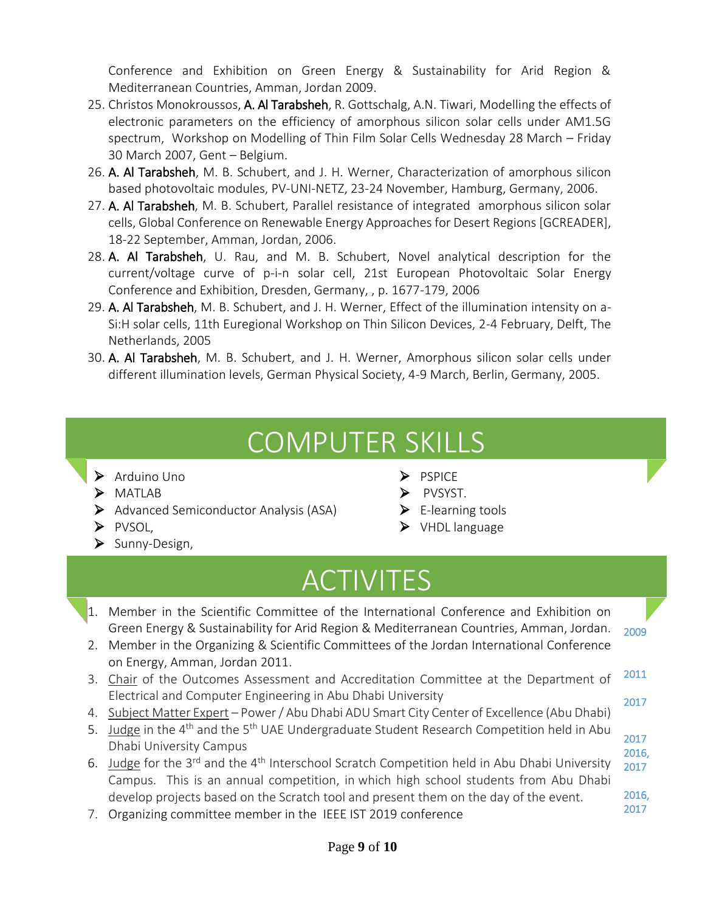Conference and Exhibition on Green Energy & Sustainability for Arid Region & Mediterranean Countries, Amman, Jordan 2009.

25. Christos Monokroussos, **A. Al Tarabsheh**, R. Gottschalg, A.N. Tiwari, Modelling the effects of electronic parameters on the efficiency of amorphous silicon solar cells under AM1.5G spectrum, Workshop on Modelling of Thin Film Solar Cells Wednesday 28 March – Friday 30 March 2007, Gent – Belgium.
26. **A. Al Tarabsheh**, M. B. Schubert, and J. H. Werner, Characterization of amorphous silicon based photovoltaic modules, PV-UNI-NETZ, 23-24 November, Hamburg, Germany, 2006.
27. **A. Al Tarabsheh**, M. B. Schubert, Parallel resistance of integrated amorphous silicon solar cells, Global Conference on Renewable Energy Approaches for Desert Regions [GCREADER], 18-22 September, Amman, Jordan, 2006.
28. **A. Al Tarabsheh**, U. Rau, and M. B. Schubert, Novel analytical description for the current/voltage curve of p-i-n solar cell, 21st European Photovoltaic Solar Energy Conference and Exhibition, Dresden, Germany, , p. 1677-179, 2006
29. **A. Al Tarabsheh**, M. B. Schubert, and J. H. Werner, Effect of the illumination intensity on a-Si:H solar cells, 11th Euregional Workshop on Thin Silicon Devices, 2-4 February, Delft, The Netherlands, 2005
30. **A. Al Tarabsheh**, M. B. Schubert, and J. H. Werner, Amorphous silicon solar cells under different illumination levels, German Physical Society, 4-9 March, Berlin, Germany, 2005.

# COMPUTER SKILLS

- Arduino Uno
- MATLAB
- Advanced Semiconductor Analysis (ASA)
- PVSOL,
- Sunny-Design,
- PSPICE
- PVSYST.
- E-learning tools
- VHDL language

# ACTIVITES

1. Member in the Scientific Committee of the International Conference and Exhibition on Green Energy & Sustainability for Arid Region & Mediterranean Countries, Amman, Jordan. — 2009
2. Member in the Organizing & Scientific Committees of the Jordan International Conference on Energy, Amman, Jordan 2011. — 2011
3. Chair of the Outcomes Assessment and Accreditation Committee at the Department of Electrical and Computer Engineering in Abu Dhabi University — 2017
4. Subject Matter Expert – Power / Abu Dhabi ADU Smart City Center of Excellence (Abu Dhabi) — 2017
5. Judge in the 4th and the 5th UAE Undergraduate Student Research Competition held in Abu Dhabi University Campus — 2016, 2017
6. Judge for the 3rd and the 4th Interschool Scratch Competition held in Abu Dhabi University Campus. This is an annual competition, in which high school students from Abu Dhabi develop projects based on the Scratch tool and present them on the day of the event. — 2016, 2017
7. Organizing committee member in the IEEE IST 2019 conference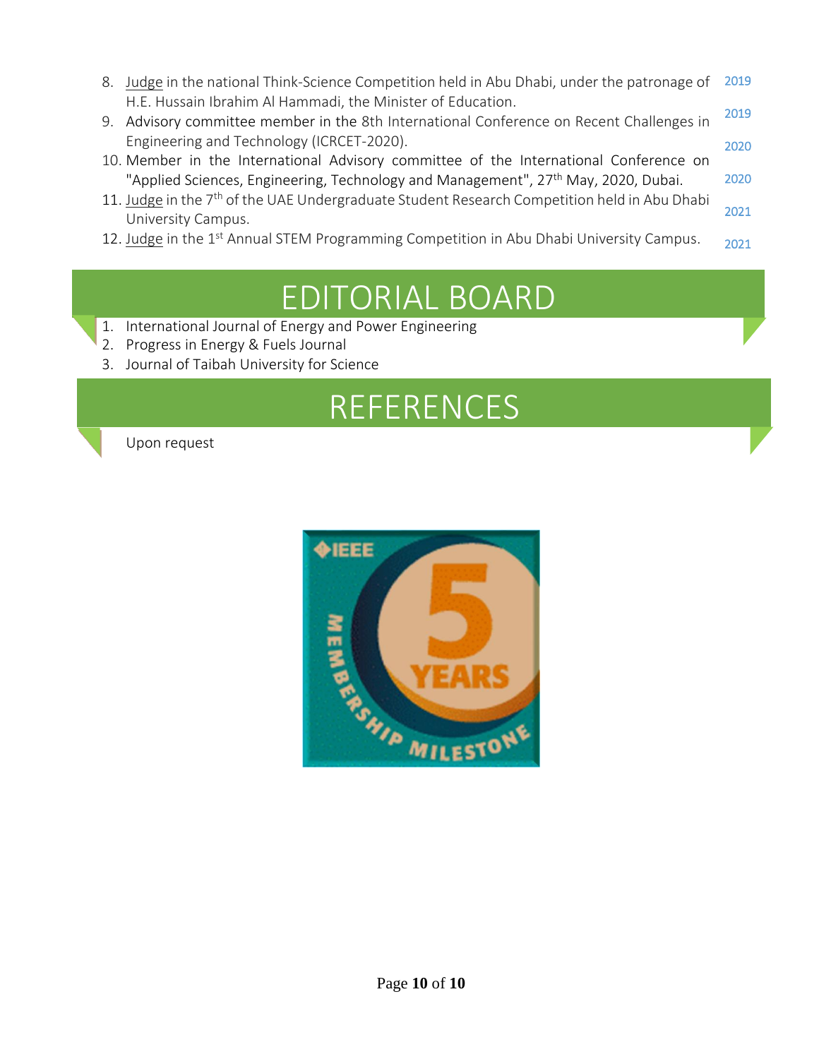8. Judge in the national Think-Science Competition held in Abu Dhabi, under the patronage of H.E. Hussain Ibrahim Al Hammadi, the Minister of Education. 2019
9. Advisory committee member in the 8th International Conference on Recent Challenges in Engineering and Technology (ICRCET-2020). 2019
10. Member in the International Advisory committee of the International Conference on "Applied Sciences, Engineering, Technology and Management", 27th May, 2020, Dubai. 2020
11. Judge in the 7th of the UAE Undergraduate Student Research Competition held in Abu Dhabi University Campus. 2020
12. Judge in the 1st Annual STEM Programming Competition in Abu Dhabi University Campus. 2021

2021

# EDITORIAL BOARD

1. International Journal of Energy and Power Engineering
2. Progress in Energy & Fuels Journal
3. Journal of Taibah University for Science

# REFERENCES

Upon request